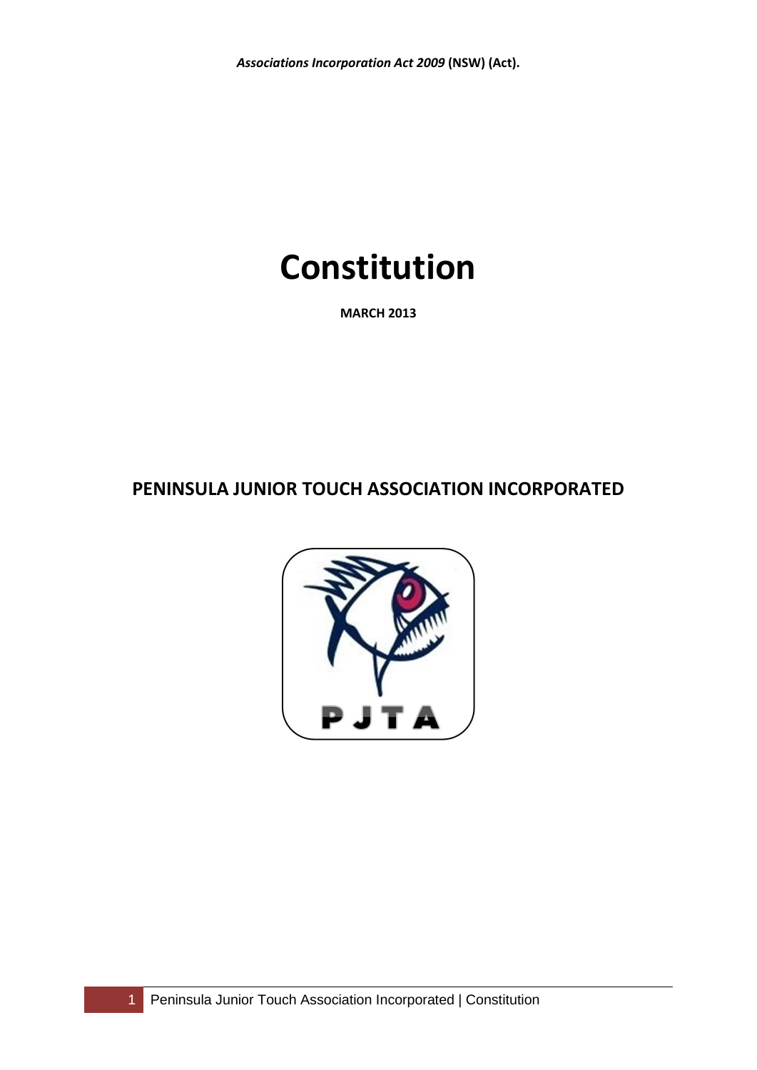*Associations Incorporation Act 2009* **(NSW) (Act).**

# Constitution

**MARCH 2013**

## PENINSULA JUNIOR TOUCH ASSOCIATION INCORPORATED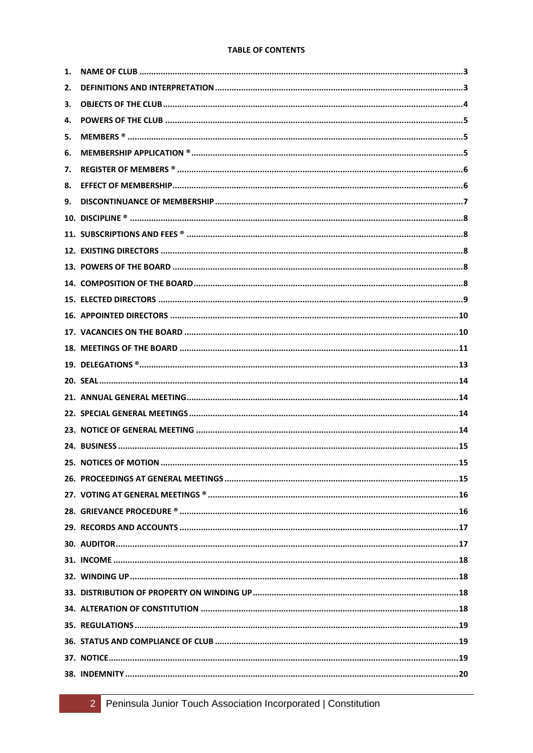**TABLE OF CONTENTS**

1. NAME OF CLUB ............................................................ 3
2. DEFINITIONS AND INTERPRETATION ............................................................ 3
3. OBJECTS OF THE CLUB ............................................................ 4
4. POWERS OF THE CLUB ............................................................ 5
5. MEMBERS ® ............................................................ 5
6. MEMBERSHIP APPLICATION ® ............................................................ 5
7. REGISTER OF MEMBERS ® ............................................................ 6
8. EFFECT OF MEMBERSHIP ............................................................ 6
9. DISCONTINUANCE OF MEMBERSHIP ............................................................ 7
10. DISCIPLINE ® ............................................................ 8
11. SUBSCRIPTIONS AND FEES ® ............................................................ 8
12. EXISTING DIRECTORS ............................................................ 8
13. POWERS OF THE BOARD ............................................................ 8
14. COMPOSITION OF THE BOARD ............................................................ 8
15. ELECTED DIRECTORS ............................................................ 9
16. APPOINTED DIRECTORS ............................................................ 10
17. VACANCIES ON THE BOARD ............................................................ 10
18. MEETINGS OF THE BOARD ............................................................ 11
19. DELEGATIONS ® ............................................................ 13
20. SEAL ............................................................ 14
21. ANNUAL GENERAL MEETING ............................................................ 14
22. SPECIAL GENERAL MEETINGS ............................................................ 14
23. NOTICE OF GENERAL MEETING ............................................................ 14
24. BUSINESS ............................................................ 15
25. NOTICES OF MOTION ............................................................ 15
26. PROCEEDINGS AT GENERAL MEETINGS ............................................................ 15
27. VOTING AT GENERAL MEETINGS ® ............................................................ 16
28. GRIEVANCE PROCEDURE ® ............................................................ 16
29. RECORDS AND ACCOUNTS ............................................................ 17
30. AUDITOR ............................................................ 17
31. INCOME ............................................................ 18
32. WINDING UP ............................................................ 18
33. DISTRIBUTION OF PROPERTY ON WINDING UP ............................................................ 18
34. ALTERATION OF CONSTITUTION ............................................................ 18
35. REGULATIONS ............................................................ 19
36. STATUS AND COMPLIANCE OF CLUB ............................................................ 19
37. NOTICE ............................................................ 19
38. INDEMNITY ............................................................ 20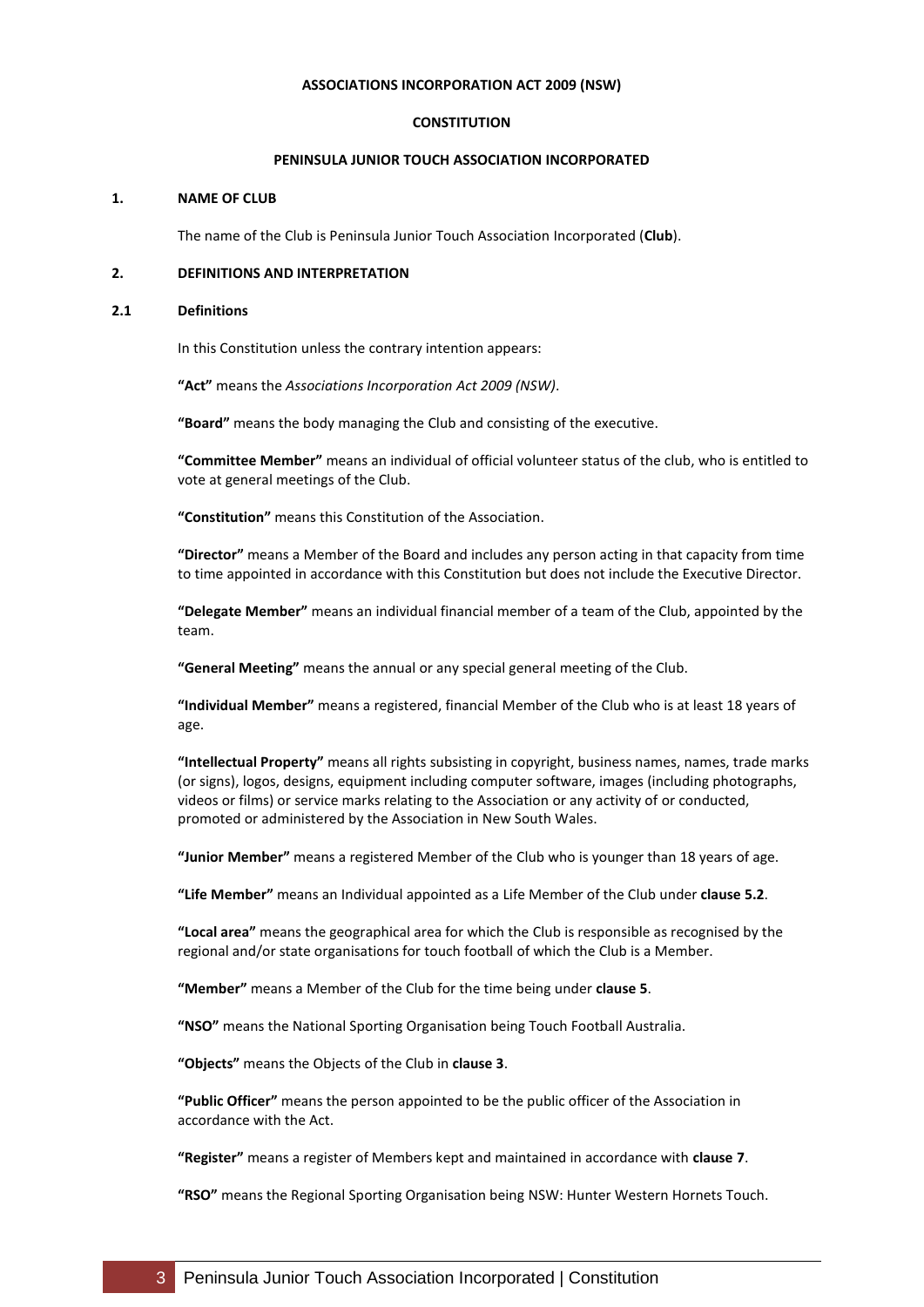**ASSOCIATIONS INCORPORATION ACT 2009 (NSW)**

**CONSTITUTION**

**PENINSULA JUNIOR TOUCH ASSOCIATION INCORPORATED**

## 1. NAME OF CLUB

The name of the Club is Peninsula Junior Touch Association Incorporated (**Club**).

## 2. DEFINITIONS AND INTERPRETATION

### 2.1 Definitions

In this Constitution unless the contrary intention appears:

**"Act"** means the *Associations Incorporation Act 2009 (NSW)*.

**"Board"** means the body managing the Club and consisting of the executive.

**"Committee Member"** means an individual of official volunteer status of the club, who is entitled to vote at general meetings of the Club.

**"Constitution"** means this Constitution of the Association.

**"Director"** means a Member of the Board and includes any person acting in that capacity from time to time appointed in accordance with this Constitution but does not include the Executive Director.

**"Delegate Member"** means an individual financial member of a team of the Club, appointed by the team.

**"General Meeting"** means the annual or any special general meeting of the Club.

**"Individual Member"** means a registered, financial Member of the Club who is at least 18 years of age.

**"Intellectual Property"** means all rights subsisting in copyright, business names, names, trade marks (or signs), logos, designs, equipment including computer software, images (including photographs, videos or films) or service marks relating to the Association or any activity of or conducted, promoted or administered by the Association in New South Wales.

**"Junior Member"** means a registered Member of the Club who is younger than 18 years of age.

**"Life Member"** means an Individual appointed as a Life Member of the Club under **clause 5.2**.

**"Local area"** means the geographical area for which the Club is responsible as recognised by the regional and/or state organisations for touch football of which the Club is a Member.

**"Member"** means a Member of the Club for the time being under **clause 5**.

**"NSO"** means the National Sporting Organisation being Touch Football Australia.

**"Objects"** means the Objects of the Club in **clause 3**.

**"Public Officer"** means the person appointed to be the public officer of the Association in accordance with the Act.

**"Register"** means a register of Members kept and maintained in accordance with **clause 7**.

**"RSO"** means the Regional Sporting Organisation being NSW: Hunter Western Hornets Touch.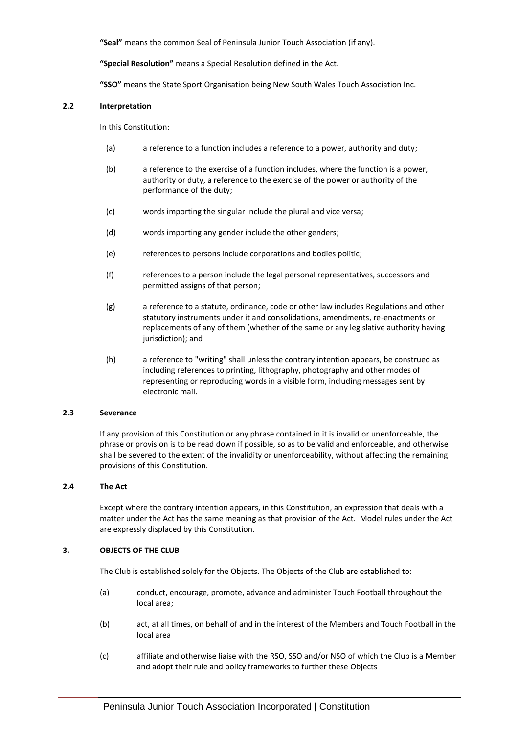**"Seal"** means the common Seal of Peninsula Junior Touch Association (if any).

**"Special Resolution"** means a Special Resolution defined in the Act.

**"SSO"** means the State Sport Organisation being New South Wales Touch Association Inc.

### 2.2 Interpretation

In this Constitution:

(a) a reference to a function includes a reference to a power, authority and duty;

(b) a reference to the exercise of a function includes, where the function is a power, authority or duty, a reference to the exercise of the power or authority of the performance of the duty;

(c) words importing the singular include the plural and vice versa;

(d) words importing any gender include the other genders;

(e) references to persons include corporations and bodies politic;

(f) references to a person include the legal personal representatives, successors and permitted assigns of that person;

(g) a reference to a statute, ordinance, code or other law includes Regulations and other statutory instruments under it and consolidations, amendments, re-enactments or replacements of any of them (whether of the same or any legislative authority having jurisdiction); and

(h) a reference to "writing" shall unless the contrary intention appears, be construed as including references to printing, lithography, photography and other modes of representing or reproducing words in a visible form, including messages sent by electronic mail.

### 2.3 Severance

If any provision of this Constitution or any phrase contained in it is invalid or unenforceable, the phrase or provision is to be read down if possible, so as to be valid and enforceable, and otherwise shall be severed to the extent of the invalidity or unenforceability, without affecting the remaining provisions of this Constitution.

### 2.4 The Act

Except where the contrary intention appears, in this Constitution, an expression that deals with a matter under the Act has the same meaning as that provision of the Act. Model rules under the Act are expressly displaced by this Constitution.

## 3. OBJECTS OF THE CLUB

The Club is established solely for the Objects. The Objects of the Club are established to:

(a) conduct, encourage, promote, advance and administer Touch Football throughout the local area;

(b) act, at all times, on behalf of and in the interest of the Members and Touch Football in the local area

(c) affiliate and otherwise liaise with the RSO, SSO and/or NSO of which the Club is a Member and adopt their rule and policy frameworks to further these Objects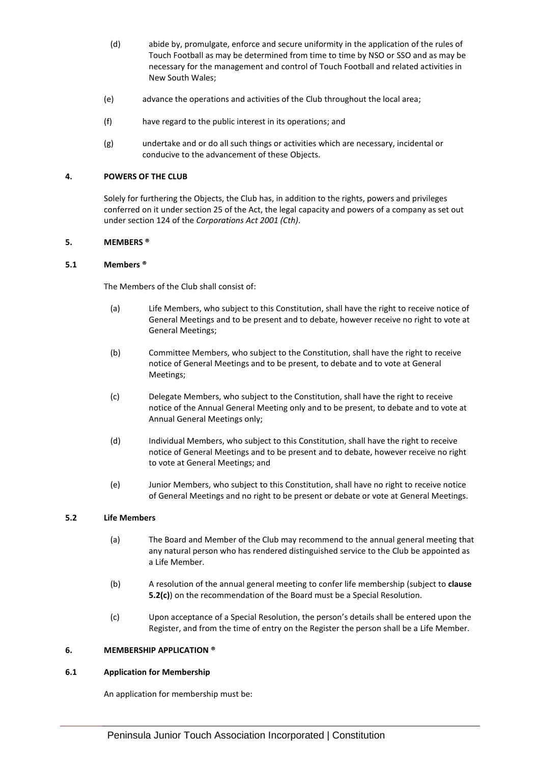(d) abide by, promulgate, enforce and secure uniformity in the application of the rules of Touch Football as may be determined from time to time by NSO or SSO and as may be necessary for the management and control of Touch Football and related activities in New South Wales;

(e) advance the operations and activities of the Club throughout the local area;

(f) have regard to the public interest in its operations; and

(g) undertake and or do all such things or activities which are necessary, incidental or conducive to the advancement of these Objects.

## 4. POWERS OF THE CLUB

Solely for furthering the Objects, the Club has, in addition to the rights, powers and privileges conferred on it under section 25 of the Act, the legal capacity and powers of a company as set out under section 124 of the *Corporations Act 2001 (Cth)*.

## 5. MEMBERS ®

### 5.1 Members ®

The Members of the Club shall consist of:

(a) Life Members, who subject to this Constitution, shall have the right to receive notice of General Meetings and to be present and to debate, however receive no right to vote at General Meetings;

(b) Committee Members, who subject to the Constitution, shall have the right to receive notice of General Meetings and to be present, to debate and to vote at General Meetings;

(c) Delegate Members, who subject to the Constitution, shall have the right to receive notice of the Annual General Meeting only and to be present, to debate and to vote at Annual General Meetings only;

(d) Individual Members, who subject to this Constitution, shall have the right to receive notice of General Meetings and to be present and to debate, however receive no right to vote at General Meetings; and

(e) Junior Members, who subject to this Constitution, shall have no right to receive notice of General Meetings and no right to be present or debate or vote at General Meetings.

### 5.2 Life Members

(a) The Board and Member of the Club may recommend to the annual general meeting that any natural person who has rendered distinguished service to the Club be appointed as a Life Member.

(b) A resolution of the annual general meeting to confer life membership (subject to **clause 5.2(c)**) on the recommendation of the Board must be a Special Resolution.

(c) Upon acceptance of a Special Resolution, the person's details shall be entered upon the Register, and from the time of entry on the Register the person shall be a Life Member.

## 6. MEMBERSHIP APPLICATION ®

### 6.1 Application for Membership

An application for membership must be: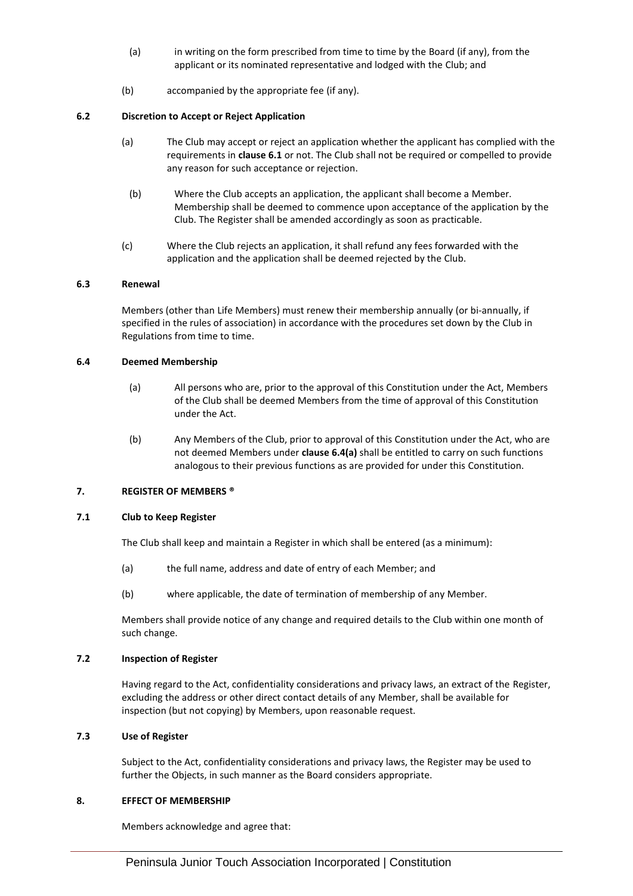(a) in writing on the form prescribed from time to time by the Board (if any), from the applicant or its nominated representative and lodged with the Club; and

(b) accompanied by the appropriate fee (if any).

### 6.2 Discretion to Accept or Reject Application

(a) The Club may accept or reject an application whether the applicant has complied with the requirements in **clause 6.1** or not. The Club shall not be required or compelled to provide any reason for such acceptance or rejection.

(b) Where the Club accepts an application, the applicant shall become a Member. Membership shall be deemed to commence upon acceptance of the application by the Club. The Register shall be amended accordingly as soon as practicable.

(c) Where the Club rejects an application, it shall refund any fees forwarded with the application and the application shall be deemed rejected by the Club.

### 6.3 Renewal

Members (other than Life Members) must renew their membership annually (or bi-annually, if specified in the rules of association) in accordance with the procedures set down by the Club in Regulations from time to time.

### 6.4 Deemed Membership

(a) All persons who are, prior to the approval of this Constitution under the Act, Members of the Club shall be deemed Members from the time of approval of this Constitution under the Act.

(b) Any Members of the Club, prior to approval of this Constitution under the Act, who are not deemed Members under **clause 6.4(a)** shall be entitled to carry on such functions analogous to their previous functions as are provided for under this Constitution.

## 7. REGISTER OF MEMBERS ®

### 7.1 Club to Keep Register

The Club shall keep and maintain a Register in which shall be entered (as a minimum):

(a) the full name, address and date of entry of each Member; and

(b) where applicable, the date of termination of membership of any Member.

Members shall provide notice of any change and required details to the Club within one month of such change.

### 7.2 Inspection of Register

Having regard to the Act, confidentiality considerations and privacy laws, an extract of the Register, excluding the address or other direct contact details of any Member, shall be available for inspection (but not copying) by Members, upon reasonable request.

### 7.3 Use of Register

Subject to the Act, confidentiality considerations and privacy laws, the Register may be used to further the Objects, in such manner as the Board considers appropriate.

## 8. EFFECT OF MEMBERSHIP

Members acknowledge and agree that: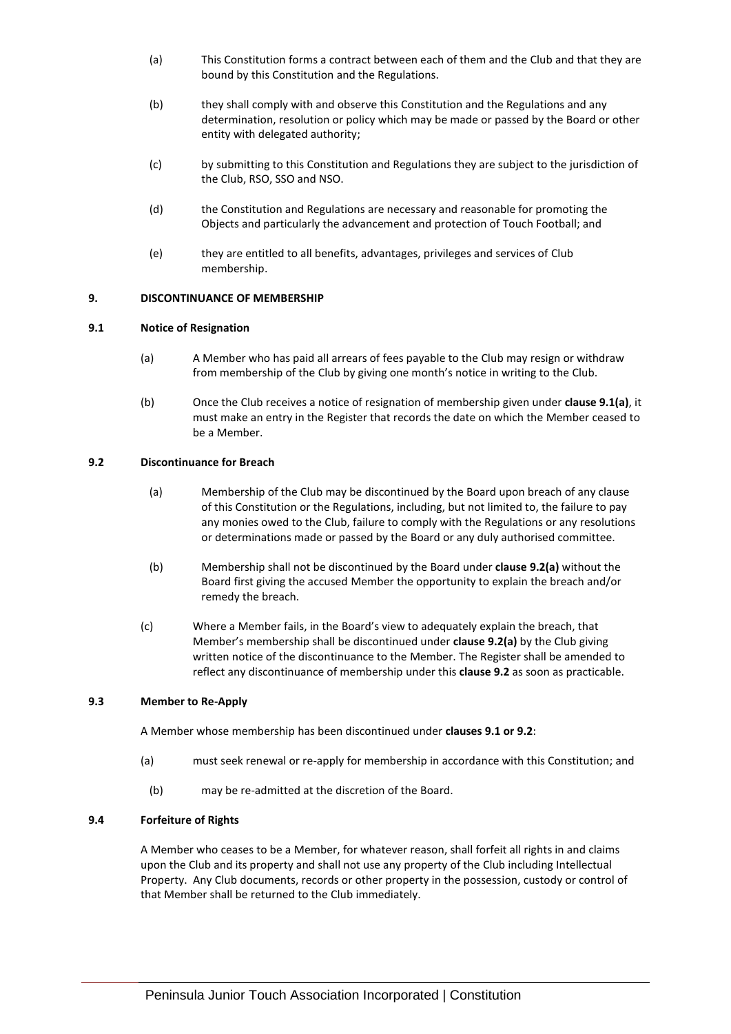(a) This Constitution forms a contract between each of them and the Club and that they are bound by this Constitution and the Regulations.

(b) they shall comply with and observe this Constitution and the Regulations and any determination, resolution or policy which may be made or passed by the Board or other entity with delegated authority;

(c) by submitting to this Constitution and Regulations they are subject to the jurisdiction of the Club, RSO, SSO and NSO.

(d) the Constitution and Regulations are necessary and reasonable for promoting the Objects and particularly the advancement and protection of Touch Football; and

(e) they are entitled to all benefits, advantages, privileges and services of Club membership.

## 9. DISCONTINUANCE OF MEMBERSHIP

### 9.1 Notice of Resignation

(a) A Member who has paid all arrears of fees payable to the Club may resign or withdraw from membership of the Club by giving one month's notice in writing to the Club.

(b) Once the Club receives a notice of resignation of membership given under **clause 9.1(a)**, it must make an entry in the Register that records the date on which the Member ceased to be a Member.

### 9.2 Discontinuance for Breach

(a) Membership of the Club may be discontinued by the Board upon breach of any clause of this Constitution or the Regulations, including, but not limited to, the failure to pay any monies owed to the Club, failure to comply with the Regulations or any resolutions or determinations made or passed by the Board or any duly authorised committee.

(b) Membership shall not be discontinued by the Board under **clause 9.2(a)** without the Board first giving the accused Member the opportunity to explain the breach and/or remedy the breach.

(c) Where a Member fails, in the Board's view to adequately explain the breach, that Member's membership shall be discontinued under **clause 9.2(a)** by the Club giving written notice of the discontinuance to the Member. The Register shall be amended to reflect any discontinuance of membership under this **clause 9.2** as soon as practicable.

### 9.3 Member to Re-Apply

A Member whose membership has been discontinued under **clauses 9.1 or 9.2**:

(a) must seek renewal or re-apply for membership in accordance with this Constitution; and

(b) may be re-admitted at the discretion of the Board.

### 9.4 Forfeiture of Rights

A Member who ceases to be a Member, for whatever reason, shall forfeit all rights in and claims upon the Club and its property and shall not use any property of the Club including Intellectual Property. Any Club documents, records or other property in the possession, custody or control of that Member shall be returned to the Club immediately.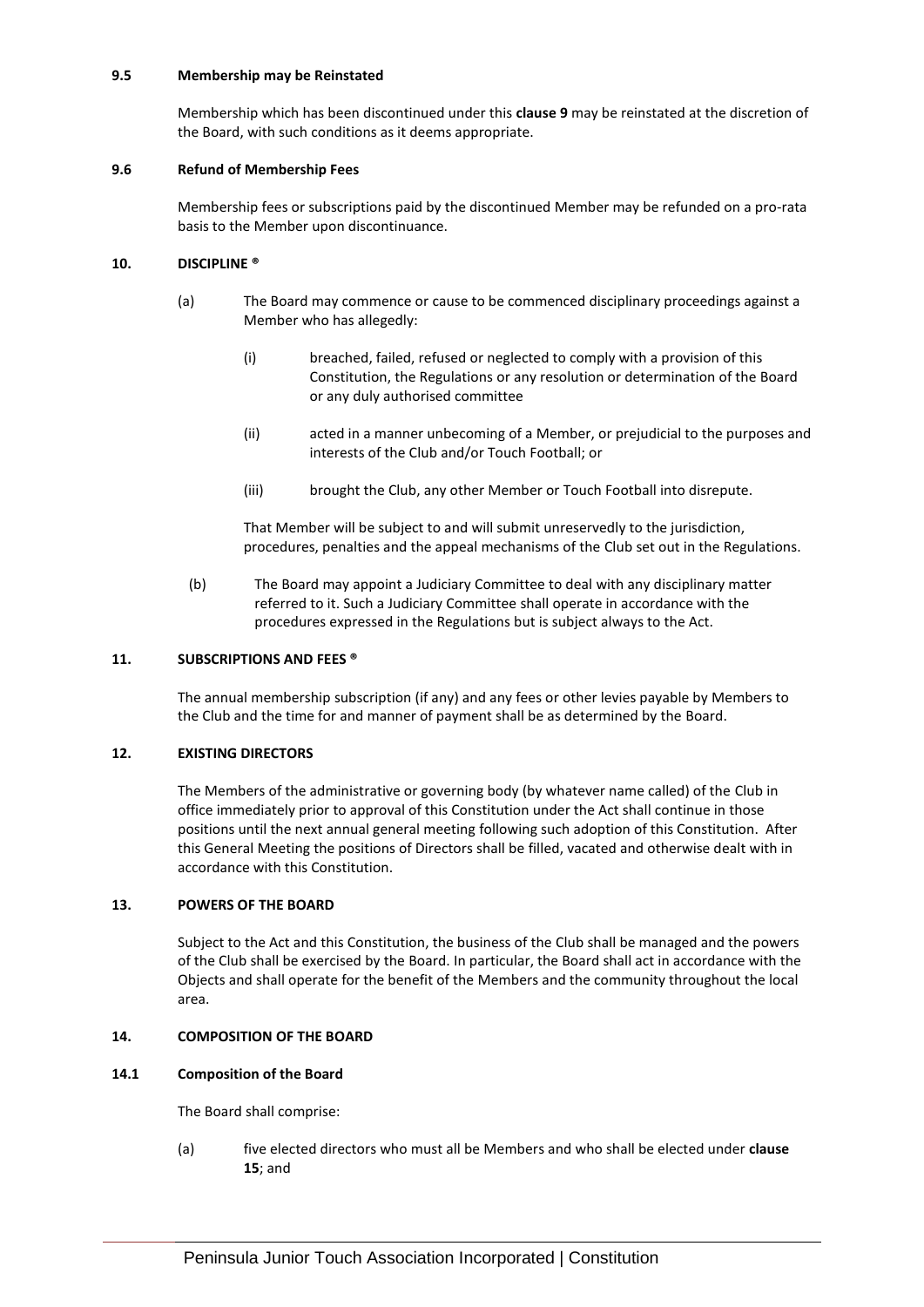### 9.5 Membership may be Reinstated

Membership which has been discontinued under this **clause 9** may be reinstated at the discretion of the Board, with such conditions as it deems appropriate.

### 9.6 Refund of Membership Fees

Membership fees or subscriptions paid by the discontinued Member may be refunded on a pro-rata basis to the Member upon discontinuance.

## 10. DISCIPLINE ®

(a) The Board may commence or cause to be commenced disciplinary proceedings against a Member who has allegedly:

(i) breached, failed, refused or neglected to comply with a provision of this Constitution, the Regulations or any resolution or determination of the Board or any duly authorised committee

(ii) acted in a manner unbecoming of a Member, or prejudicial to the purposes and interests of the Club and/or Touch Football; or

(iii) brought the Club, any other Member or Touch Football into disrepute.

That Member will be subject to and will submit unreservedly to the jurisdiction, procedures, penalties and the appeal mechanisms of the Club set out in the Regulations.

(b) The Board may appoint a Judiciary Committee to deal with any disciplinary matter referred to it. Such a Judiciary Committee shall operate in accordance with the procedures expressed in the Regulations but is subject always to the Act.

## 11. SUBSCRIPTIONS AND FEES ®

The annual membership subscription (if any) and any fees or other levies payable by Members to the Club and the time for and manner of payment shall be as determined by the Board.

## 12. EXISTING DIRECTORS

The Members of the administrative or governing body (by whatever name called) of the Club in office immediately prior to approval of this Constitution under the Act shall continue in those positions until the next annual general meeting following such adoption of this Constitution. After this General Meeting the positions of Directors shall be filled, vacated and otherwise dealt with in accordance with this Constitution.

## 13. POWERS OF THE BOARD

Subject to the Act and this Constitution, the business of the Club shall be managed and the powers of the Club shall be exercised by the Board. In particular, the Board shall act in accordance with the Objects and shall operate for the benefit of the Members and the community throughout the local area.

## 14. COMPOSITION OF THE BOARD

### 14.1 Composition of the Board

The Board shall comprise:

(a) five elected directors who must all be Members and who shall be elected under **clause 15**; and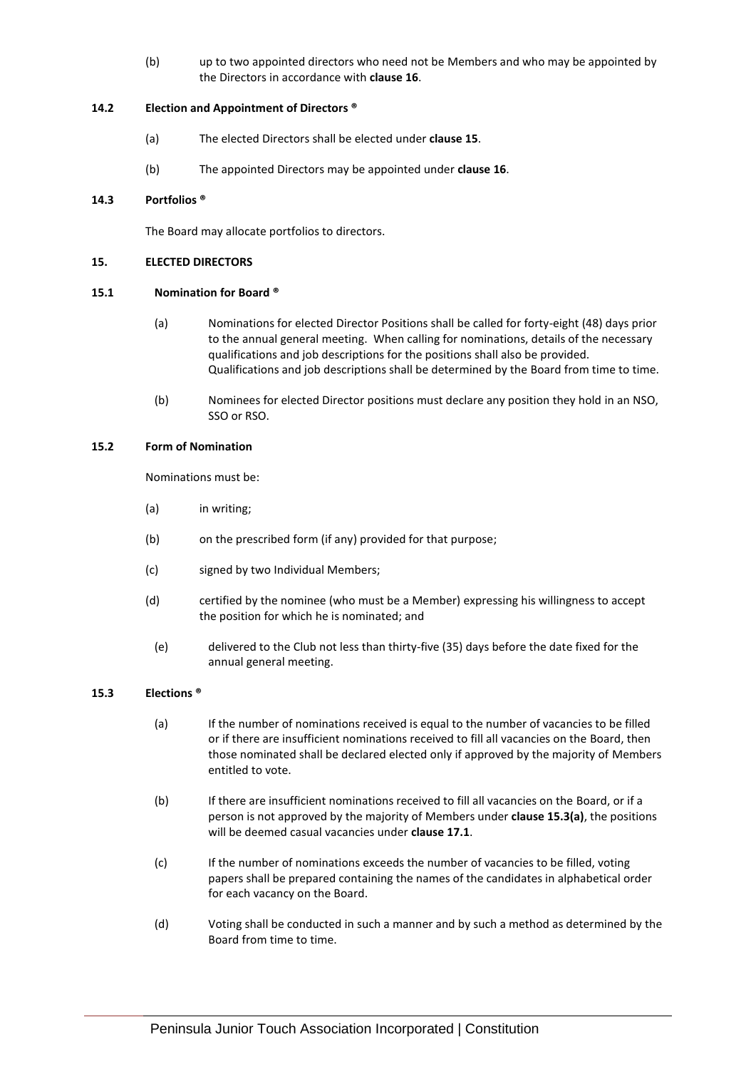(b) up to two appointed directors who need not be Members and who may be appointed by the Directors in accordance with **clause 16**.

### 14.2 Election and Appointment of Directors ®

(a) The elected Directors shall be elected under **clause 15**.

(b) The appointed Directors may be appointed under **clause 16**.

### 14.3 Portfolios ®

The Board may allocate portfolios to directors.

## 15. ELECTED DIRECTORS

### 15.1 Nomination for Board ®

(a) Nominations for elected Director Positions shall be called for forty-eight (48) days prior to the annual general meeting. When calling for nominations, details of the necessary qualifications and job descriptions for the positions shall also be provided. Qualifications and job descriptions shall be determined by the Board from time to time.

(b) Nominees for elected Director positions must declare any position they hold in an NSO, SSO or RSO.

### 15.2 Form of Nomination

Nominations must be:

(a) in writing;

(b) on the prescribed form (if any) provided for that purpose;

(c) signed by two Individual Members;

(d) certified by the nominee (who must be a Member) expressing his willingness to accept the position for which he is nominated; and

(e) delivered to the Club not less than thirty-five (35) days before the date fixed for the annual general meeting.

### 15.3 Elections ®

(a) If the number of nominations received is equal to the number of vacancies to be filled or if there are insufficient nominations received to fill all vacancies on the Board, then those nominated shall be declared elected only if approved by the majority of Members entitled to vote.

(b) If there are insufficient nominations received to fill all vacancies on the Board, or if a person is not approved by the majority of Members under **clause 15.3(a)**, the positions will be deemed casual vacancies under **clause 17.1**.

(c) If the number of nominations exceeds the number of vacancies to be filled, voting papers shall be prepared containing the names of the candidates in alphabetical order for each vacancy on the Board.

(d) Voting shall be conducted in such a manner and by such a method as determined by the Board from time to time.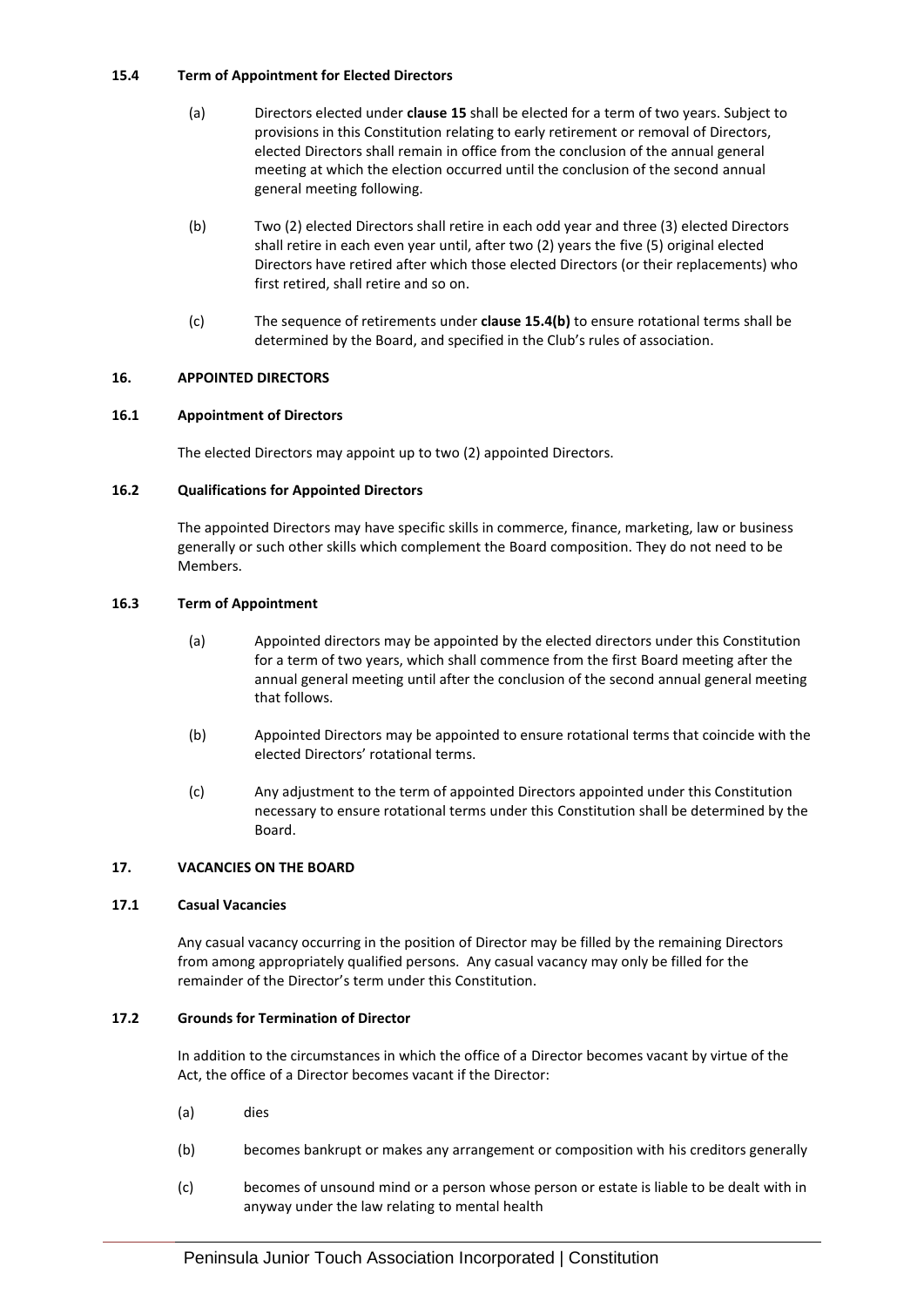#### 15.4 Term of Appointment for Elected Directors

(a) Directors elected under **clause 15** shall be elected for a term of two years. Subject to provisions in this Constitution relating to early retirement or removal of Directors, elected Directors shall remain in office from the conclusion of the annual general meeting at which the election occurred until the conclusion of the second annual general meeting following.

(b) Two (2) elected Directors shall retire in each odd year and three (3) elected Directors shall retire in each even year until, after two (2) years the five (5) original elected Directors have retired after which those elected Directors (or their replacements) who first retired, shall retire and so on.

(c) The sequence of retirements under **clause 15.4(b)** to ensure rotational terms shall be determined by the Board, and specified in the Club's rules of association.

### 16. APPOINTED DIRECTORS

#### 16.1 Appointment of Directors

The elected Directors may appoint up to two (2) appointed Directors.

#### 16.2 Qualifications for Appointed Directors

The appointed Directors may have specific skills in commerce, finance, marketing, law or business generally or such other skills which complement the Board composition. They do not need to be Members.

#### 16.3 Term of Appointment

(a) Appointed directors may be appointed by the elected directors under this Constitution for a term of two years, which shall commence from the first Board meeting after the annual general meeting until after the conclusion of the second annual general meeting that follows.

(b) Appointed Directors may be appointed to ensure rotational terms that coincide with the elected Directors' rotational terms.

(c) Any adjustment to the term of appointed Directors appointed under this Constitution necessary to ensure rotational terms under this Constitution shall be determined by the Board.

### 17. VACANCIES ON THE BOARD

#### 17.1 Casual Vacancies

Any casual vacancy occurring in the position of Director may be filled by the remaining Directors from among appropriately qualified persons. Any casual vacancy may only be filled for the remainder of the Director's term under this Constitution.

#### 17.2 Grounds for Termination of Director

In addition to the circumstances in which the office of a Director becomes vacant by virtue of the Act, the office of a Director becomes vacant if the Director:

(a) dies

(b) becomes bankrupt or makes any arrangement or composition with his creditors generally

(c) becomes of unsound mind or a person whose person or estate is liable to be dealt with in anyway under the law relating to mental health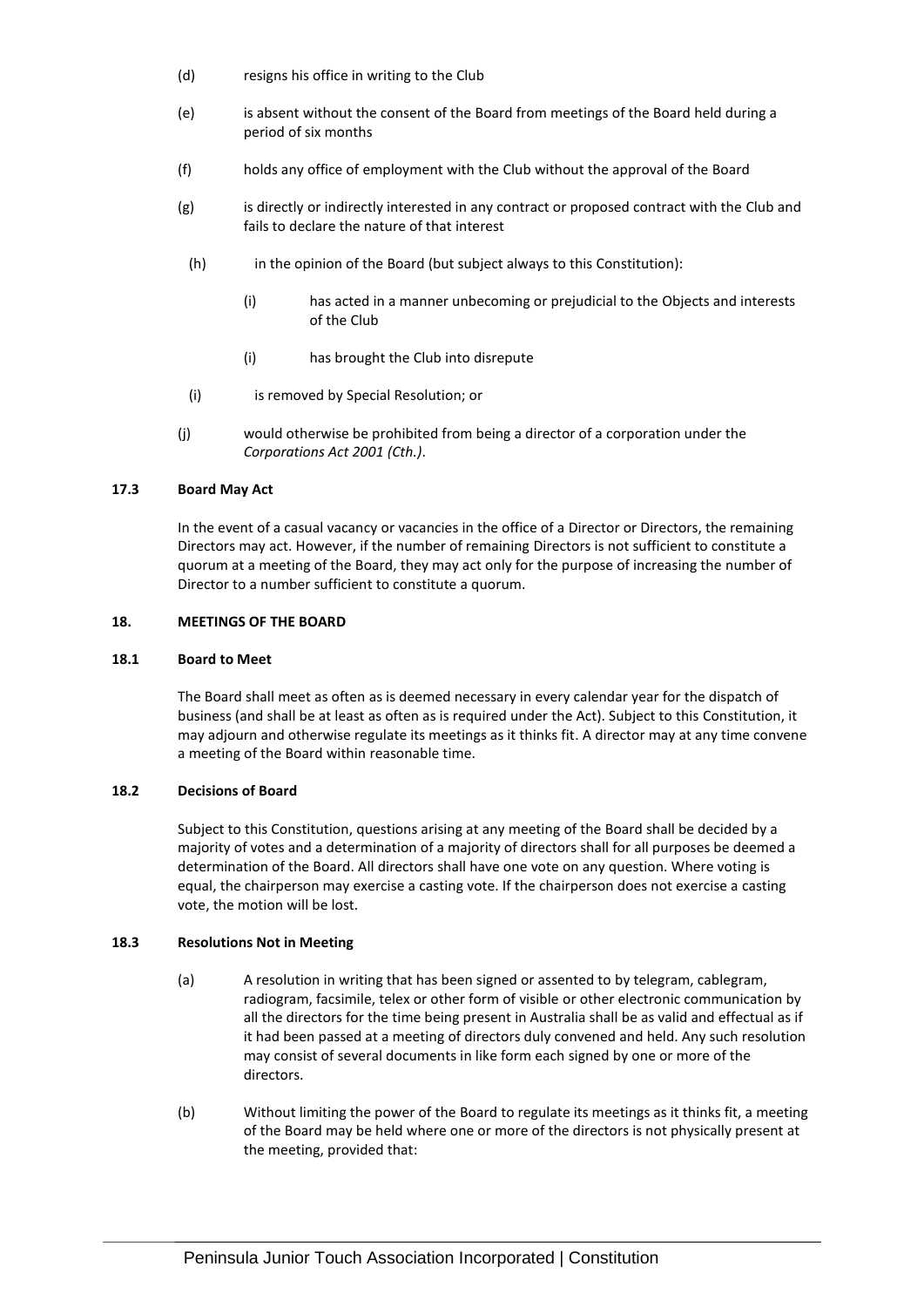(d) resigns his office in writing to the Club

(e) is absent without the consent of the Board from meetings of the Board held during a period of six months

(f) holds any office of employment with the Club without the approval of the Board

(g) is directly or indirectly interested in any contract or proposed contract with the Club and fails to declare the nature of that interest

(h) in the opinion of the Board (but subject always to this Constitution):

  (i) has acted in a manner unbecoming or prejudicial to the Objects and interests of the Club

  (i) has brought the Club into disrepute

(i) is removed by Special Resolution; or

(j) would otherwise be prohibited from being a director of a corporation under the *Corporations Act 2001 (Cth.)*.

### 17.3 Board May Act

In the event of a casual vacancy or vacancies in the office of a Director or Directors, the remaining Directors may act. However, if the number of remaining Directors is not sufficient to constitute a quorum at a meeting of the Board, they may act only for the purpose of increasing the number of Director to a number sufficient to constitute a quorum.

## 18. MEETINGS OF THE BOARD

### 18.1 Board to Meet

The Board shall meet as often as is deemed necessary in every calendar year for the dispatch of business (and shall be at least as often as is required under the Act). Subject to this Constitution, it may adjourn and otherwise regulate its meetings as it thinks fit. A director may at any time convene a meeting of the Board within reasonable time.

### 18.2 Decisions of Board

Subject to this Constitution, questions arising at any meeting of the Board shall be decided by a majority of votes and a determination of a majority of directors shall for all purposes be deemed a determination of the Board. All directors shall have one vote on any question. Where voting is equal, the chairperson may exercise a casting vote. If the chairperson does not exercise a casting vote, the motion will be lost.

### 18.3 Resolutions Not in Meeting

(a) A resolution in writing that has been signed or assented to by telegram, cablegram, radiogram, facsimile, telex or other form of visible or other electronic communication by all the directors for the time being present in Australia shall be as valid and effectual as if it had been passed at a meeting of directors duly convened and held. Any such resolution may consist of several documents in like form each signed by one or more of the directors.

(b) Without limiting the power of the Board to regulate its meetings as it thinks fit, a meeting of the Board may be held where one or more of the directors is not physically present at the meeting, provided that: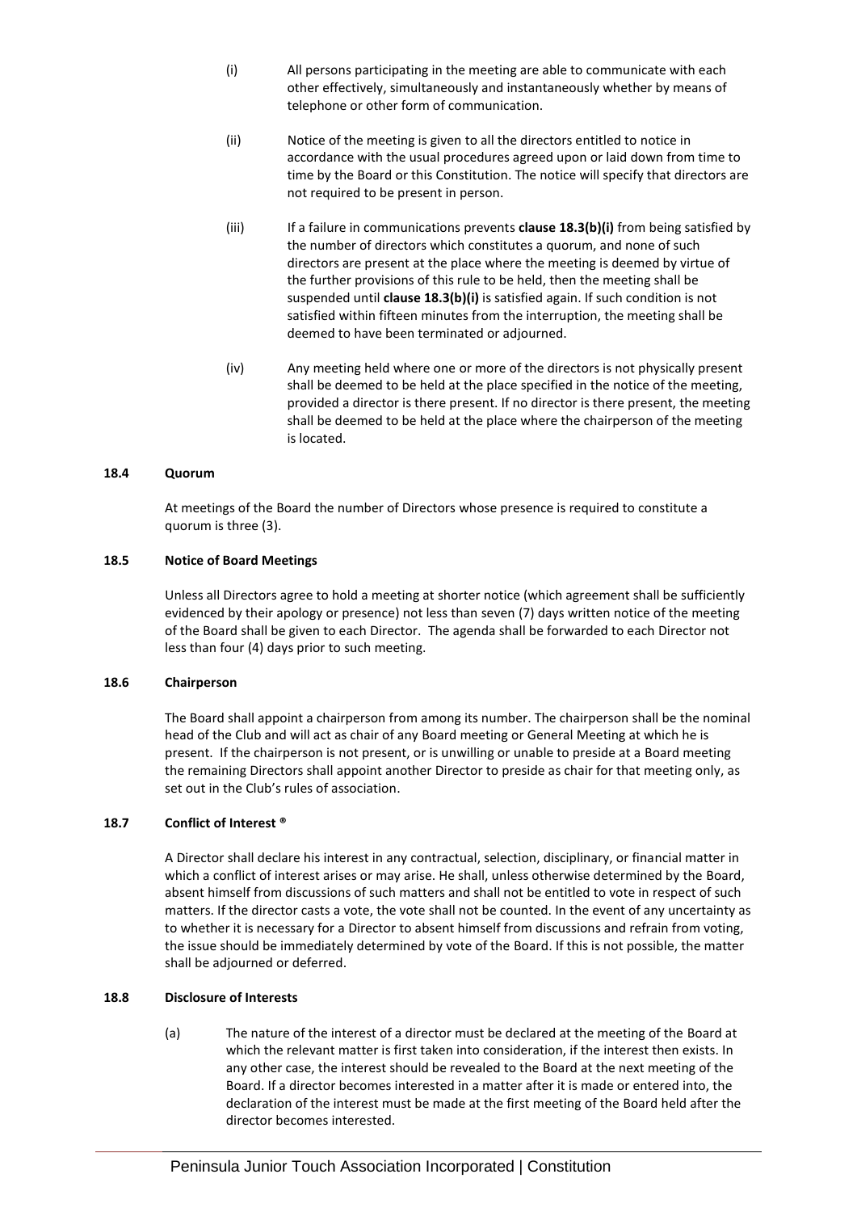(i) All persons participating in the meeting are able to communicate with each other effectively, simultaneously and instantaneously whether by means of telephone or other form of communication.

(ii) Notice of the meeting is given to all the directors entitled to notice in accordance with the usual procedures agreed upon or laid down from time to time by the Board or this Constitution. The notice will specify that directors are not required to be present in person.

(iii) If a failure in communications prevents **clause 18.3(b)(i)** from being satisfied by the number of directors which constitutes a quorum, and none of such directors are present at the place where the meeting is deemed by virtue of the further provisions of this rule to be held, then the meeting shall be suspended until **clause 18.3(b)(i)** is satisfied again. If such condition is not satisfied within fifteen minutes from the interruption, the meeting shall be deemed to have been terminated or adjourned.

(iv) Any meeting held where one or more of the directors is not physically present shall be deemed to be held at the place specified in the notice of the meeting, provided a director is there present. If no director is there present, the meeting shall be deemed to be held at the place where the chairperson of the meeting is located.

### 18.4 Quorum

At meetings of the Board the number of Directors whose presence is required to constitute a quorum is three (3).

### 18.5 Notice of Board Meetings

Unless all Directors agree to hold a meeting at shorter notice (which agreement shall be sufficiently evidenced by their apology or presence) not less than seven (7) days written notice of the meeting of the Board shall be given to each Director. The agenda shall be forwarded to each Director not less than four (4) days prior to such meeting.

### 18.6 Chairperson

The Board shall appoint a chairperson from among its number. The chairperson shall be the nominal head of the Club and will act as chair of any Board meeting or General Meeting at which he is present. If the chairperson is not present, or is unwilling or unable to preside at a Board meeting the remaining Directors shall appoint another Director to preside as chair for that meeting only, as set out in the Club's rules of association.

### 18.7 Conflict of Interest ®

A Director shall declare his interest in any contractual, selection, disciplinary, or financial matter in which a conflict of interest arises or may arise. He shall, unless otherwise determined by the Board, absent himself from discussions of such matters and shall not be entitled to vote in respect of such matters. If the director casts a vote, the vote shall not be counted. In the event of any uncertainty as to whether it is necessary for a Director to absent himself from discussions and refrain from voting, the issue should be immediately determined by vote of the Board. If this is not possible, the matter shall be adjourned or deferred.

### 18.8 Disclosure of Interests

(a) The nature of the interest of a director must be declared at the meeting of the Board at which the relevant matter is first taken into consideration, if the interest then exists. In any other case, the interest should be revealed to the Board at the next meeting of the Board. If a director becomes interested in a matter after it is made or entered into, the declaration of the interest must be made at the first meeting of the Board held after the director becomes interested.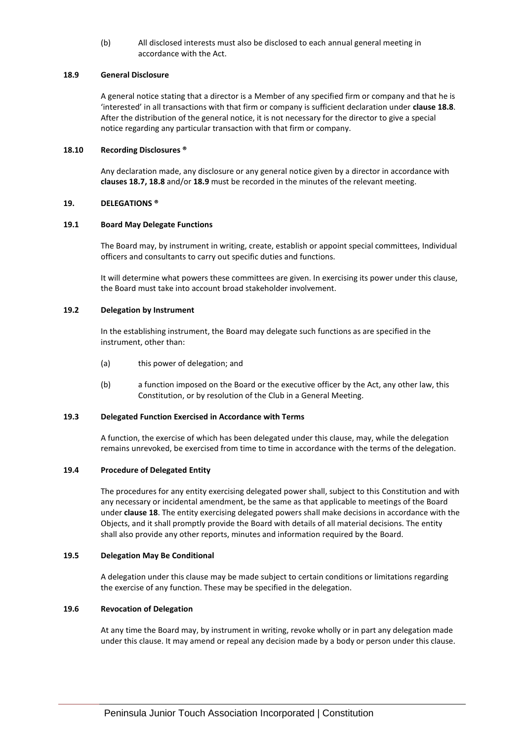(b) All disclosed interests must also be disclosed to each annual general meeting in accordance with the Act.

### 18.9 General Disclosure

A general notice stating that a director is a Member of any specified firm or company and that he is 'interested' in all transactions with that firm or company is sufficient declaration under **clause 18.8**. After the distribution of the general notice, it is not necessary for the director to give a special notice regarding any particular transaction with that firm or company.

### 18.10 Recording Disclosures ®

Any declaration made, any disclosure or any general notice given by a director in accordance with **clauses 18.7, 18.8** and/or **18.9** must be recorded in the minutes of the relevant meeting.

## 19. DELEGATIONS ®

### 19.1 Board May Delegate Functions

The Board may, by instrument in writing, create, establish or appoint special committees, Individual officers and consultants to carry out specific duties and functions.

It will determine what powers these committees are given. In exercising its power under this clause, the Board must take into account broad stakeholder involvement.

### 19.2 Delegation by Instrument

In the establishing instrument, the Board may delegate such functions as are specified in the instrument, other than:

(a) this power of delegation; and

(b) a function imposed on the Board or the executive officer by the Act, any other law, this Constitution, or by resolution of the Club in a General Meeting.

### 19.3 Delegated Function Exercised in Accordance with Terms

A function, the exercise of which has been delegated under this clause, may, while the delegation remains unrevoked, be exercised from time to time in accordance with the terms of the delegation.

### 19.4 Procedure of Delegated Entity

The procedures for any entity exercising delegated power shall, subject to this Constitution and with any necessary or incidental amendment, be the same as that applicable to meetings of the Board under **clause 18**. The entity exercising delegated powers shall make decisions in accordance with the Objects, and it shall promptly provide the Board with details of all material decisions. The entity shall also provide any other reports, minutes and information required by the Board.

### 19.5 Delegation May Be Conditional

A delegation under this clause may be made subject to certain conditions or limitations regarding the exercise of any function. These may be specified in the delegation.

### 19.6 Revocation of Delegation

At any time the Board may, by instrument in writing, revoke wholly or in part any delegation made under this clause. It may amend or repeal any decision made by a body or person under this clause.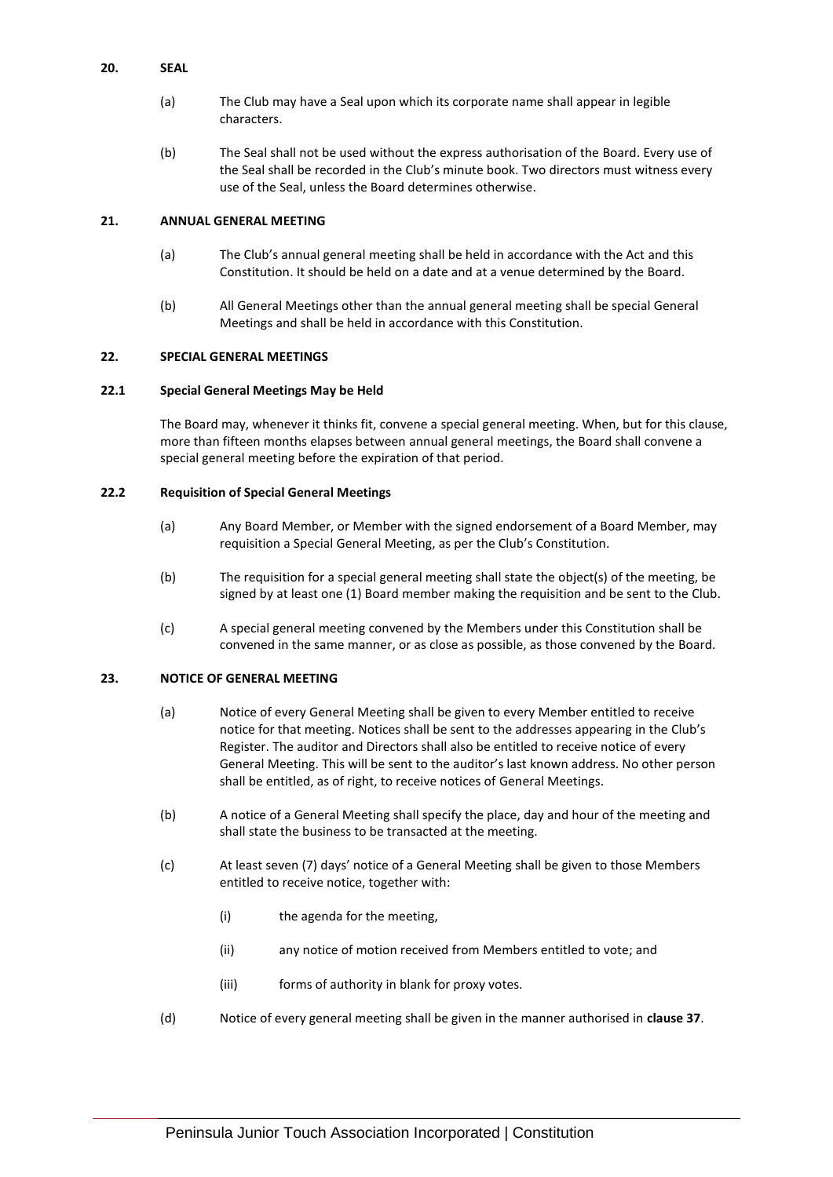## 20. SEAL

(a) The Club may have a Seal upon which its corporate name shall appear in legible characters.

(b) The Seal shall not be used without the express authorisation of the Board. Every use of the Seal shall be recorded in the Club's minute book. Two directors must witness every use of the Seal, unless the Board determines otherwise.

## 21. ANNUAL GENERAL MEETING

(a) The Club's annual general meeting shall be held in accordance with the Act and this Constitution. It should be held on a date and at a venue determined by the Board.

(b) All General Meetings other than the annual general meeting shall be special General Meetings and shall be held in accordance with this Constitution.

## 22. SPECIAL GENERAL MEETINGS

### 22.1 Special General Meetings May be Held

The Board may, whenever it thinks fit, convene a special general meeting. When, but for this clause, more than fifteen months elapses between annual general meetings, the Board shall convene a special general meeting before the expiration of that period.

### 22.2 Requisition of Special General Meetings

(a) Any Board Member, or Member with the signed endorsement of a Board Member, may requisition a Special General Meeting, as per the Club's Constitution.

(b) The requisition for a special general meeting shall state the object(s) of the meeting, be signed by at least one (1) Board member making the requisition and be sent to the Club.

(c) A special general meeting convened by the Members under this Constitution shall be convened in the same manner, or as close as possible, as those convened by the Board.

## 23. NOTICE OF GENERAL MEETING

(a) Notice of every General Meeting shall be given to every Member entitled to receive notice for that meeting. Notices shall be sent to the addresses appearing in the Club's Register. The auditor and Directors shall also be entitled to receive notice of every General Meeting. This will be sent to the auditor's last known address. No other person shall be entitled, as of right, to receive notices of General Meetings.

(b) A notice of a General Meeting shall specify the place, day and hour of the meeting and shall state the business to be transacted at the meeting.

(c) At least seven (7) days' notice of a General Meeting shall be given to those Members entitled to receive notice, together with:

(i) the agenda for the meeting,

(ii) any notice of motion received from Members entitled to vote; and

(iii) forms of authority in blank for proxy votes.

(d) Notice of every general meeting shall be given in the manner authorised in **clause 37**.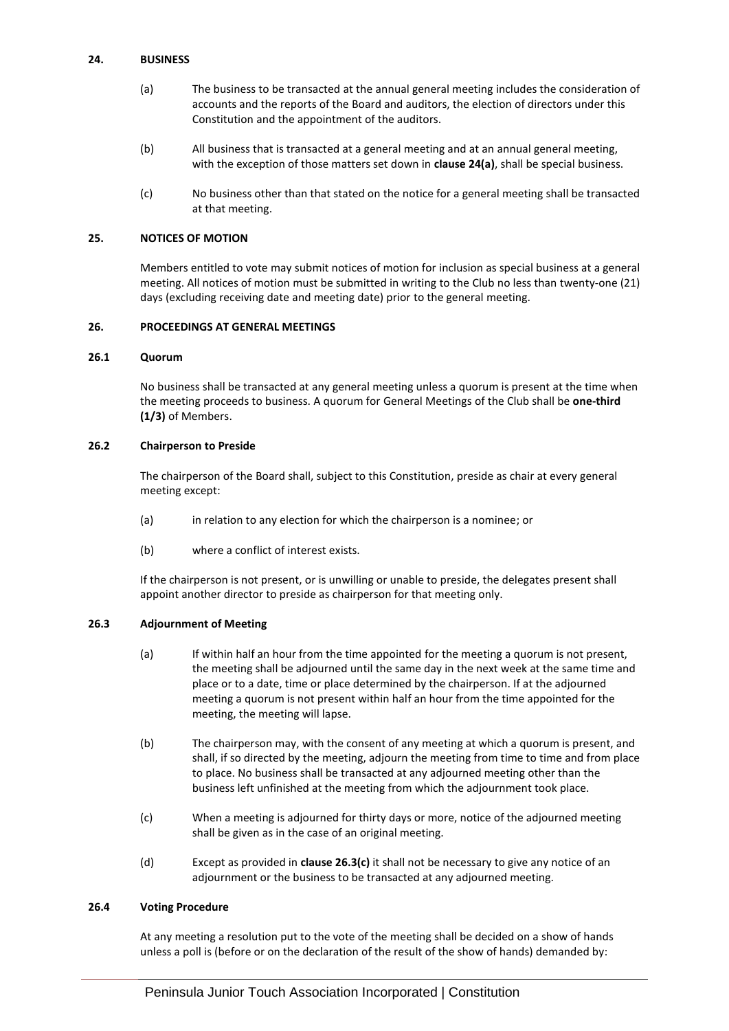## 24. BUSINESS

(a) The business to be transacted at the annual general meeting includes the consideration of accounts and the reports of the Board and auditors, the election of directors under this Constitution and the appointment of the auditors.

(b) All business that is transacted at a general meeting and at an annual general meeting, with the exception of those matters set down in **clause 24(a)**, shall be special business.

(c) No business other than that stated on the notice for a general meeting shall be transacted at that meeting.

## 25. NOTICES OF MOTION

Members entitled to vote may submit notices of motion for inclusion as special business at a general meeting. All notices of motion must be submitted in writing to the Club no less than twenty-one (21) days (excluding receiving date and meeting date) prior to the general meeting.

## 26. PROCEEDINGS AT GENERAL MEETINGS

### 26.1 Quorum

No business shall be transacted at any general meeting unless a quorum is present at the time when the meeting proceeds to business. A quorum for General Meetings of the Club shall be **one-third (1/3)** of Members.

### 26.2 Chairperson to Preside

The chairperson of the Board shall, subject to this Constitution, preside as chair at every general meeting except:

(a) in relation to any election for which the chairperson is a nominee; or

(b) where a conflict of interest exists.

If the chairperson is not present, or is unwilling or unable to preside, the delegates present shall appoint another director to preside as chairperson for that meeting only.

### 26.3 Adjournment of Meeting

(a) If within half an hour from the time appointed for the meeting a quorum is not present, the meeting shall be adjourned until the same day in the next week at the same time and place or to a date, time or place determined by the chairperson. If at the adjourned meeting a quorum is not present within half an hour from the time appointed for the meeting, the meeting will lapse.

(b) The chairperson may, with the consent of any meeting at which a quorum is present, and shall, if so directed by the meeting, adjourn the meeting from time to time and from place to place. No business shall be transacted at any adjourned meeting other than the business left unfinished at the meeting from which the adjournment took place.

(c) When a meeting is adjourned for thirty days or more, notice of the adjourned meeting shall be given as in the case of an original meeting.

(d) Except as provided in **clause 26.3(c)** it shall not be necessary to give any notice of an adjournment or the business to be transacted at any adjourned meeting.

### 26.4 Voting Procedure

At any meeting a resolution put to the vote of the meeting shall be decided on a show of hands unless a poll is (before or on the declaration of the result of the show of hands) demanded by: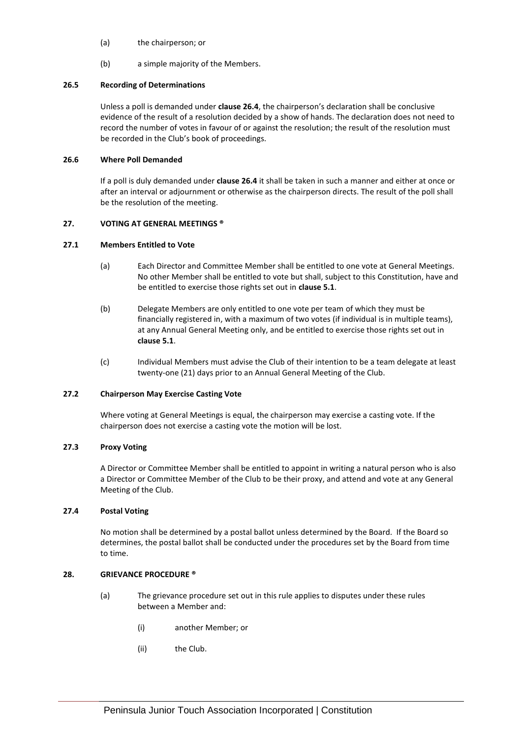(a) the chairperson; or

(b) a simple majority of the Members.

**26.5 Recording of Determinations**

Unless a poll is demanded under **clause 26.4**, the chairperson's declaration shall be conclusive evidence of the result of a resolution decided by a show of hands. The declaration does not need to record the number of votes in favour of or against the resolution; the result of the resolution must be recorded in the Club's book of proceedings.

**26.6 Where Poll Demanded**

If a poll is duly demanded under **clause 26.4** it shall be taken in such a manner and either at once or after an interval or adjournment or otherwise as the chairperson directs. The result of the poll shall be the resolution of the meeting.

## 27. VOTING AT GENERAL MEETINGS ®

**27.1 Members Entitled to Vote**

(a) Each Director and Committee Member shall be entitled to one vote at General Meetings. No other Member shall be entitled to vote but shall, subject to this Constitution, have and be entitled to exercise those rights set out in **clause 5.1**.

(b) Delegate Members are only entitled to one vote per team of which they must be financially registered in, with a maximum of two votes (if individual is in multiple teams), at any Annual General Meeting only, and be entitled to exercise those rights set out in **clause 5.1**.

(c) Individual Members must advise the Club of their intention to be a team delegate at least twenty-one (21) days prior to an Annual General Meeting of the Club.

**27.2 Chairperson May Exercise Casting Vote**

Where voting at General Meetings is equal, the chairperson may exercise a casting vote. If the chairperson does not exercise a casting vote the motion will be lost.

**27.3 Proxy Voting**

A Director or Committee Member shall be entitled to appoint in writing a natural person who is also a Director or Committee Member of the Club to be their proxy, and attend and vote at any General Meeting of the Club.

**27.4 Postal Voting**

No motion shall be determined by a postal ballot unless determined by the Board. If the Board so determines, the postal ballot shall be conducted under the procedures set by the Board from time to time.

## 28. GRIEVANCE PROCEDURE ®

(a) The grievance procedure set out in this rule applies to disputes under these rules between a Member and:

(i) another Member; or

(ii) the Club.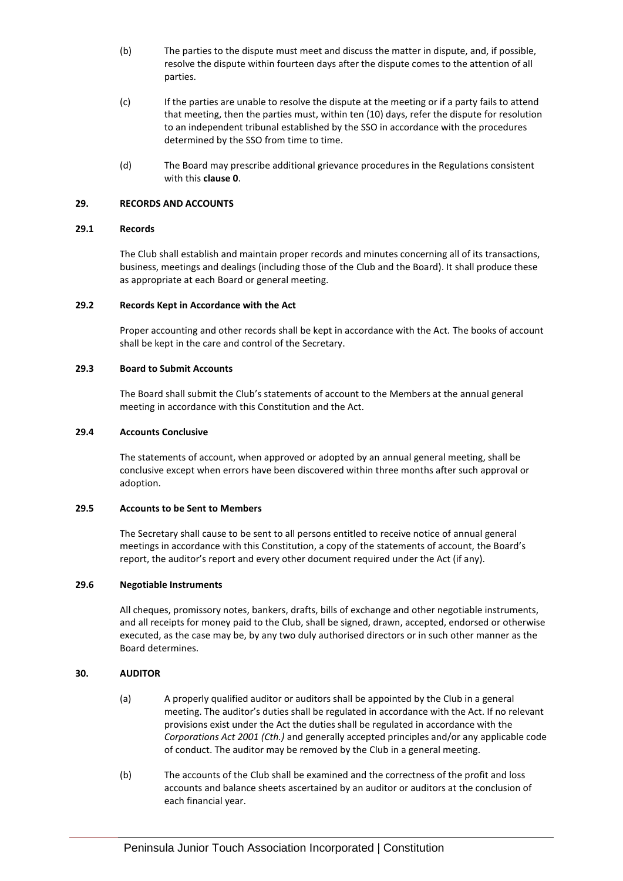(b) The parties to the dispute must meet and discuss the matter in dispute, and, if possible, resolve the dispute within fourteen days after the dispute comes to the attention of all parties.

(c) If the parties are unable to resolve the dispute at the meeting or if a party fails to attend that meeting, then the parties must, within ten (10) days, refer the dispute for resolution to an independent tribunal established by the SSO in accordance with the procedures determined by the SSO from time to time.

(d) The Board may prescribe additional grievance procedures in the Regulations consistent with this **clause 0**.

## 29. RECORDS AND ACCOUNTS

### 29.1 Records

The Club shall establish and maintain proper records and minutes concerning all of its transactions, business, meetings and dealings (including those of the Club and the Board). It shall produce these as appropriate at each Board or general meeting.

### 29.2 Records Kept in Accordance with the Act

Proper accounting and other records shall be kept in accordance with the Act. The books of account shall be kept in the care and control of the Secretary.

### 29.3 Board to Submit Accounts

The Board shall submit the Club's statements of account to the Members at the annual general meeting in accordance with this Constitution and the Act.

### 29.4 Accounts Conclusive

The statements of account, when approved or adopted by an annual general meeting, shall be conclusive except when errors have been discovered within three months after such approval or adoption.

### 29.5 Accounts to be Sent to Members

The Secretary shall cause to be sent to all persons entitled to receive notice of annual general meetings in accordance with this Constitution, a copy of the statements of account, the Board's report, the auditor's report and every other document required under the Act (if any).

### 29.6 Negotiable Instruments

All cheques, promissory notes, bankers, drafts, bills of exchange and other negotiable instruments, and all receipts for money paid to the Club, shall be signed, drawn, accepted, endorsed or otherwise executed, as the case may be, by any two duly authorised directors or in such other manner as the Board determines.

## 30. AUDITOR

(a) A properly qualified auditor or auditors shall be appointed by the Club in a general meeting. The auditor's duties shall be regulated in accordance with the Act. If no relevant provisions exist under the Act the duties shall be regulated in accordance with the *Corporations Act 2001 (Cth.)* and generally accepted principles and/or any applicable code of conduct. The auditor may be removed by the Club in a general meeting.

(b) The accounts of the Club shall be examined and the correctness of the profit and loss accounts and balance sheets ascertained by an auditor or auditors at the conclusion of each financial year.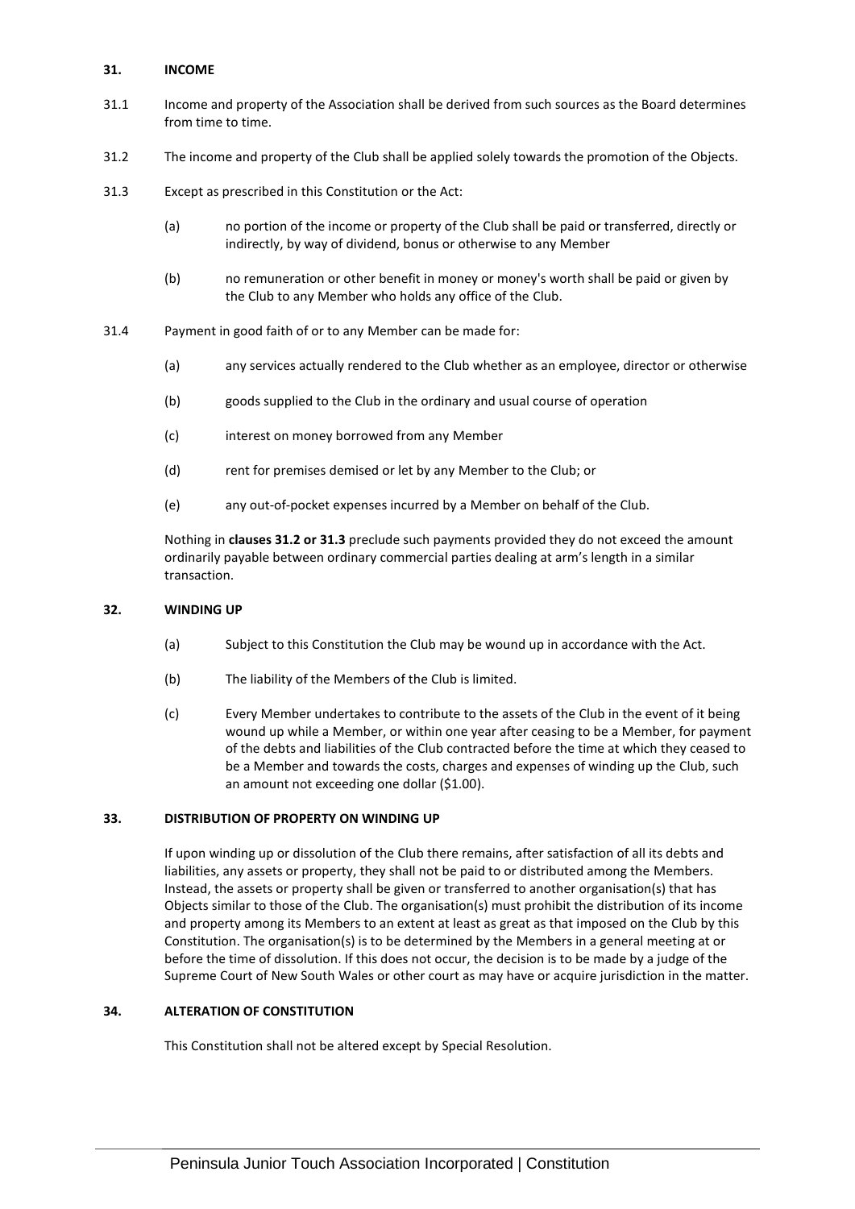## 31. INCOME

31.1 Income and property of the Association shall be derived from such sources as the Board determines from time to time.

31.2 The income and property of the Club shall be applied solely towards the promotion of the Objects.

31.3 Except as prescribed in this Constitution or the Act:

(a) no portion of the income or property of the Club shall be paid or transferred, directly or indirectly, by way of dividend, bonus or otherwise to any Member

(b) no remuneration or other benefit in money or money's worth shall be paid or given by the Club to any Member who holds any office of the Club.

31.4 Payment in good faith of or to any Member can be made for:

(a) any services actually rendered to the Club whether as an employee, director or otherwise

(b) goods supplied to the Club in the ordinary and usual course of operation

(c) interest on money borrowed from any Member

(d) rent for premises demised or let by any Member to the Club; or

(e) any out-of-pocket expenses incurred by a Member on behalf of the Club.

Nothing in **clauses 31.2 or 31.3** preclude such payments provided they do not exceed the amount ordinarily payable between ordinary commercial parties dealing at arm's length in a similar transaction.

## 32. WINDING UP

(a) Subject to this Constitution the Club may be wound up in accordance with the Act.

(b) The liability of the Members of the Club is limited.

(c) Every Member undertakes to contribute to the assets of the Club in the event of it being wound up while a Member, or within one year after ceasing to be a Member, for payment of the debts and liabilities of the Club contracted before the time at which they ceased to be a Member and towards the costs, charges and expenses of winding up the Club, such an amount not exceeding one dollar ($1.00).

## 33. DISTRIBUTION OF PROPERTY ON WINDING UP

If upon winding up or dissolution of the Club there remains, after satisfaction of all its debts and liabilities, any assets or property, they shall not be paid to or distributed among the Members. Instead, the assets or property shall be given or transferred to another organisation(s) that has Objects similar to those of the Club. The organisation(s) must prohibit the distribution of its income and property among its Members to an extent at least as great as that imposed on the Club by this Constitution. The organisation(s) is to be determined by the Members in a general meeting at or before the time of dissolution. If this does not occur, the decision is to be made by a judge of the Supreme Court of New South Wales or other court as may have or acquire jurisdiction in the matter.

## 34. ALTERATION OF CONSTITUTION

This Constitution shall not be altered except by Special Resolution.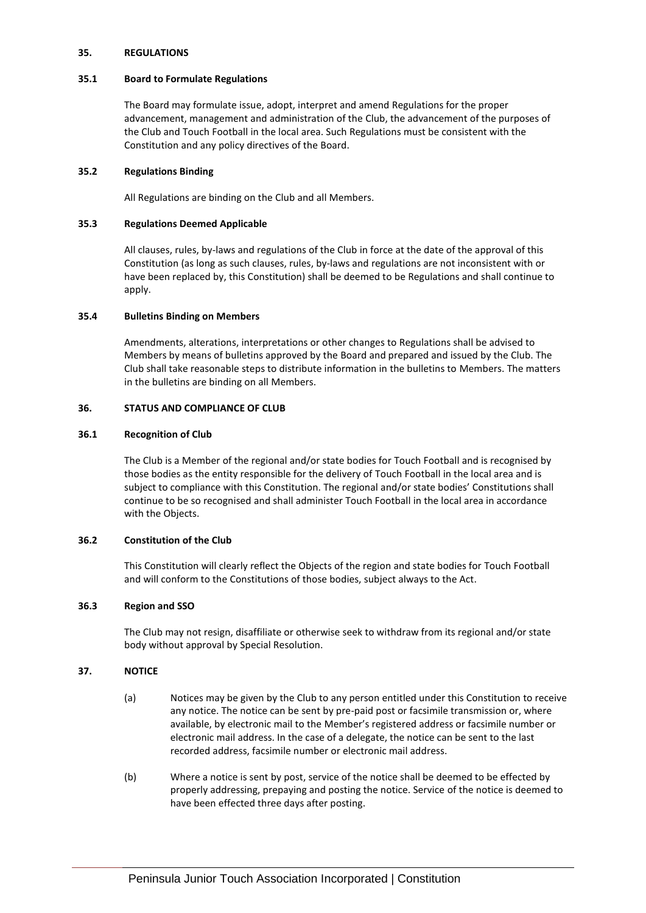## 35. REGULATIONS

### 35.1 Board to Formulate Regulations

The Board may formulate issue, adopt, interpret and amend Regulations for the proper advancement, management and administration of the Club, the advancement of the purposes of the Club and Touch Football in the local area. Such Regulations must be consistent with the Constitution and any policy directives of the Board.

### 35.2 Regulations Binding

All Regulations are binding on the Club and all Members.

### 35.3 Regulations Deemed Applicable

All clauses, rules, by-laws and regulations of the Club in force at the date of the approval of this Constitution (as long as such clauses, rules, by-laws and regulations are not inconsistent with or have been replaced by, this Constitution) shall be deemed to be Regulations and shall continue to apply.

### 35.4 Bulletins Binding on Members

Amendments, alterations, interpretations or other changes to Regulations shall be advised to Members by means of bulletins approved by the Board and prepared and issued by the Club. The Club shall take reasonable steps to distribute information in the bulletins to Members. The matters in the bulletins are binding on all Members.

## 36. STATUS AND COMPLIANCE OF CLUB

### 36.1 Recognition of Club

The Club is a Member of the regional and/or state bodies for Touch Football and is recognised by those bodies as the entity responsible for the delivery of Touch Football in the local area and is subject to compliance with this Constitution. The regional and/or state bodies' Constitutions shall continue to be so recognised and shall administer Touch Football in the local area in accordance with the Objects.

### 36.2 Constitution of the Club

This Constitution will clearly reflect the Objects of the region and state bodies for Touch Football and will conform to the Constitutions of those bodies, subject always to the Act.

### 36.3 Region and SSO

The Club may not resign, disaffiliate or otherwise seek to withdraw from its regional and/or state body without approval by Special Resolution.

## 37. NOTICE

(a) Notices may be given by the Club to any person entitled under this Constitution to receive any notice. The notice can be sent by pre-paid post or facsimile transmission or, where available, by electronic mail to the Member's registered address or facsimile number or electronic mail address. In the case of a delegate, the notice can be sent to the last recorded address, facsimile number or electronic mail address.

(b) Where a notice is sent by post, service of the notice shall be deemed to be effected by properly addressing, prepaying and posting the notice. Service of the notice is deemed to have been effected three days after posting.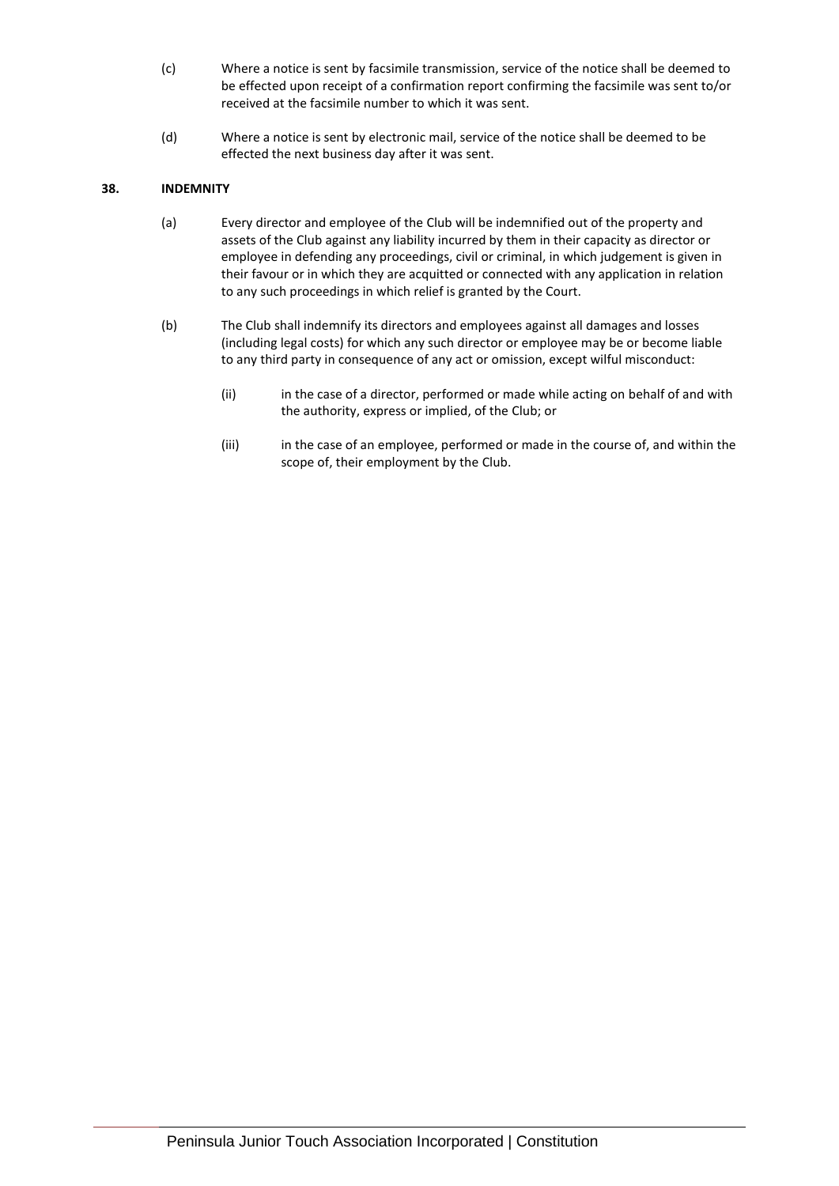(c) Where a notice is sent by facsimile transmission, service of the notice shall be deemed to be effected upon receipt of a confirmation report confirming the facsimile was sent to/or received at the facsimile number to which it was sent.

(d) Where a notice is sent by electronic mail, service of the notice shall be deemed to be effected the next business day after it was sent.

## 38. INDEMNITY

(a) Every director and employee of the Club will be indemnified out of the property and assets of the Club against any liability incurred by them in their capacity as director or employee in defending any proceedings, civil or criminal, in which judgement is given in their favour or in which they are acquitted or connected with any application in relation to any such proceedings in which relief is granted by the Court.

(b) The Club shall indemnify its directors and employees against all damages and losses (including legal costs) for which any such director or employee may be or become liable to any third party in consequence of any act or omission, except wilful misconduct:

(ii) in the case of a director, performed or made while acting on behalf of and with the authority, express or implied, of the Club; or

(iii) in the case of an employee, performed or made in the course of, and within the scope of, their employment by the Club.